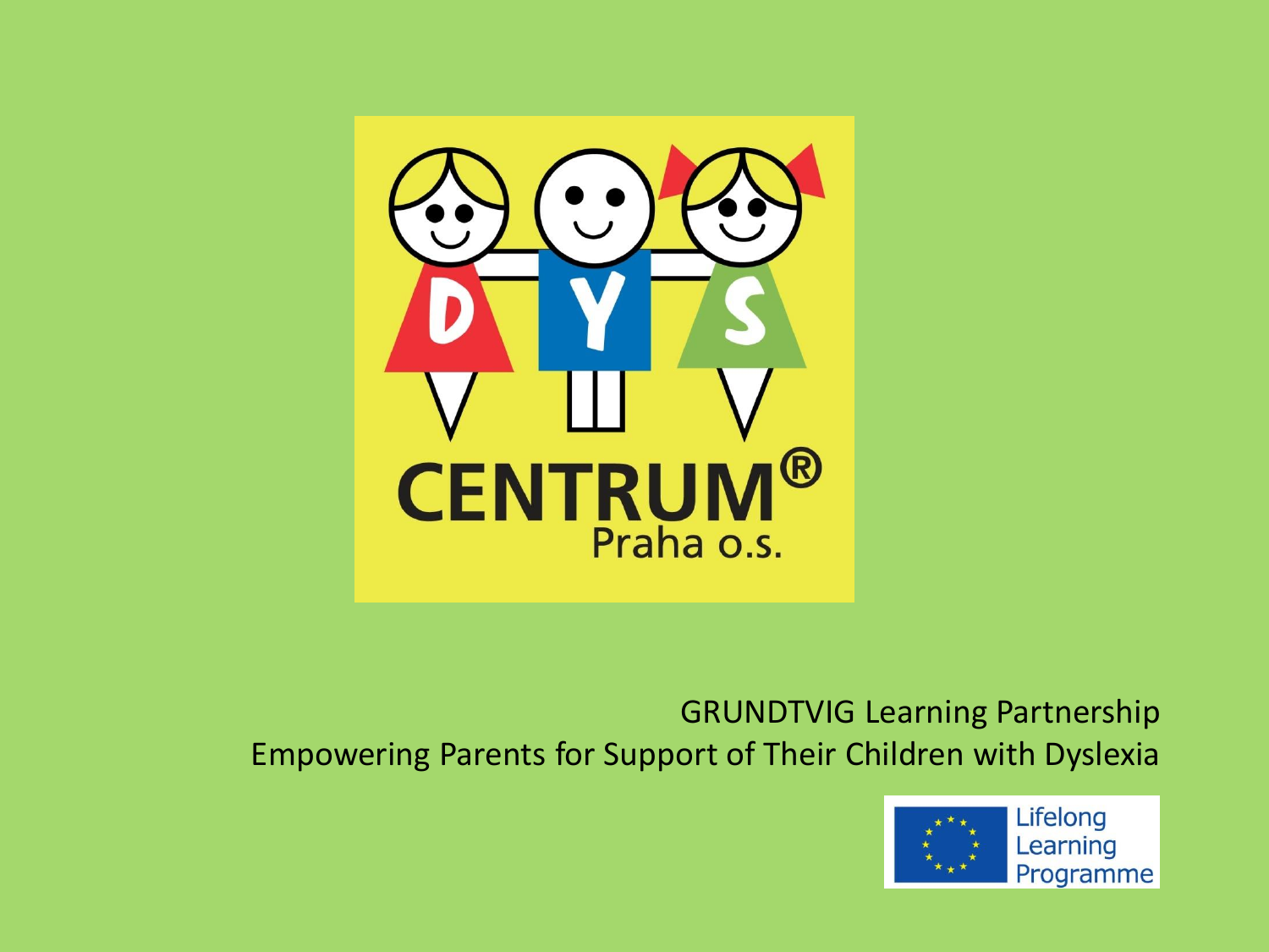DYS CENTRUM®
Praha o.s.

GRUNDTVIG Learning Partnership
Empowering Parents for Support of Their Children with Dyslexia

Lifelong Learning Programme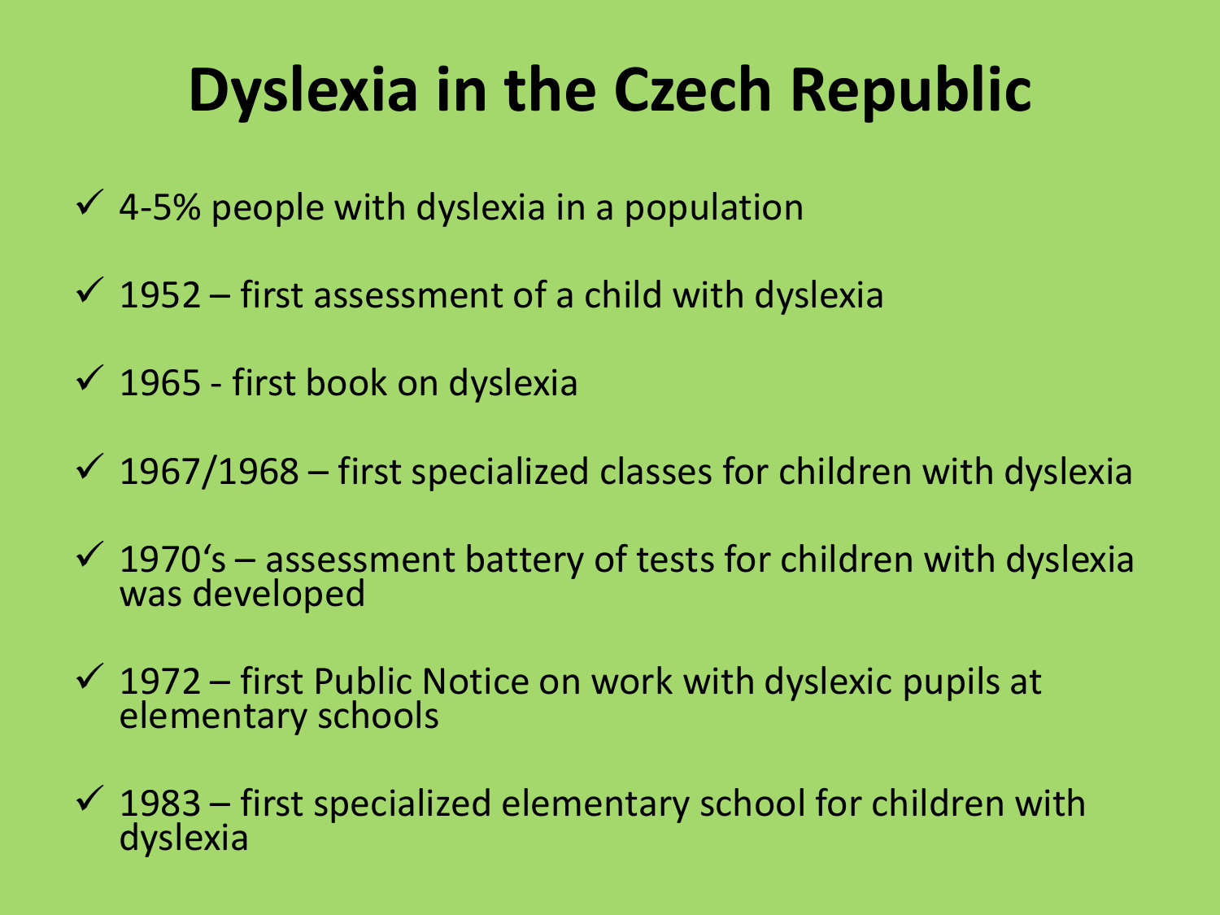# Dyslexia in the Czech Republic

- ✓ 4-5% people with dyslexia in a population
- ✓ 1952 – first assessment of a child with dyslexia
- ✓ 1965 - first book on dyslexia
- ✓ 1967/1968 – first specialized classes for children with dyslexia
- ✓ 1970's – assessment battery of tests for children with dyslexia was developed
- ✓ 1972 – first Public Notice on work with dyslexic pupils at elementary schools
- ✓ 1983 – first specialized elementary school for children with dyslexia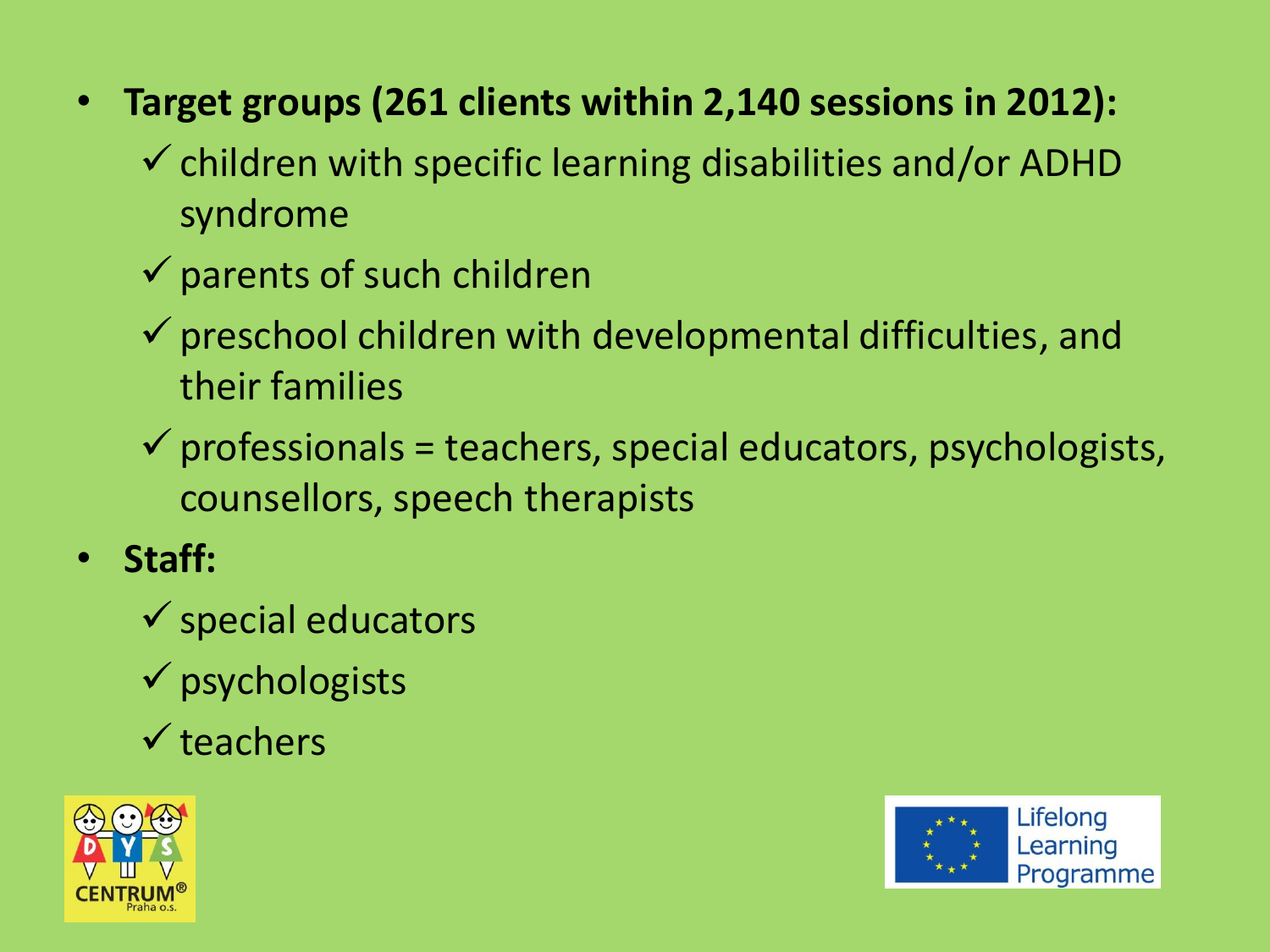- **Target groups (261 clients within 2,140 sessions in 2012):**
  - ✓ children with specific learning disabilities and/or ADHD syndrome
  - ✓ parents of such children
  - ✓ preschool children with developmental difficulties, and their families
  - ✓ professionals = teachers, special educators, psychologists, counsellors, speech therapists
- **Staff:**
  - ✓ special educators
  - ✓ psychologists
  - ✓ teachers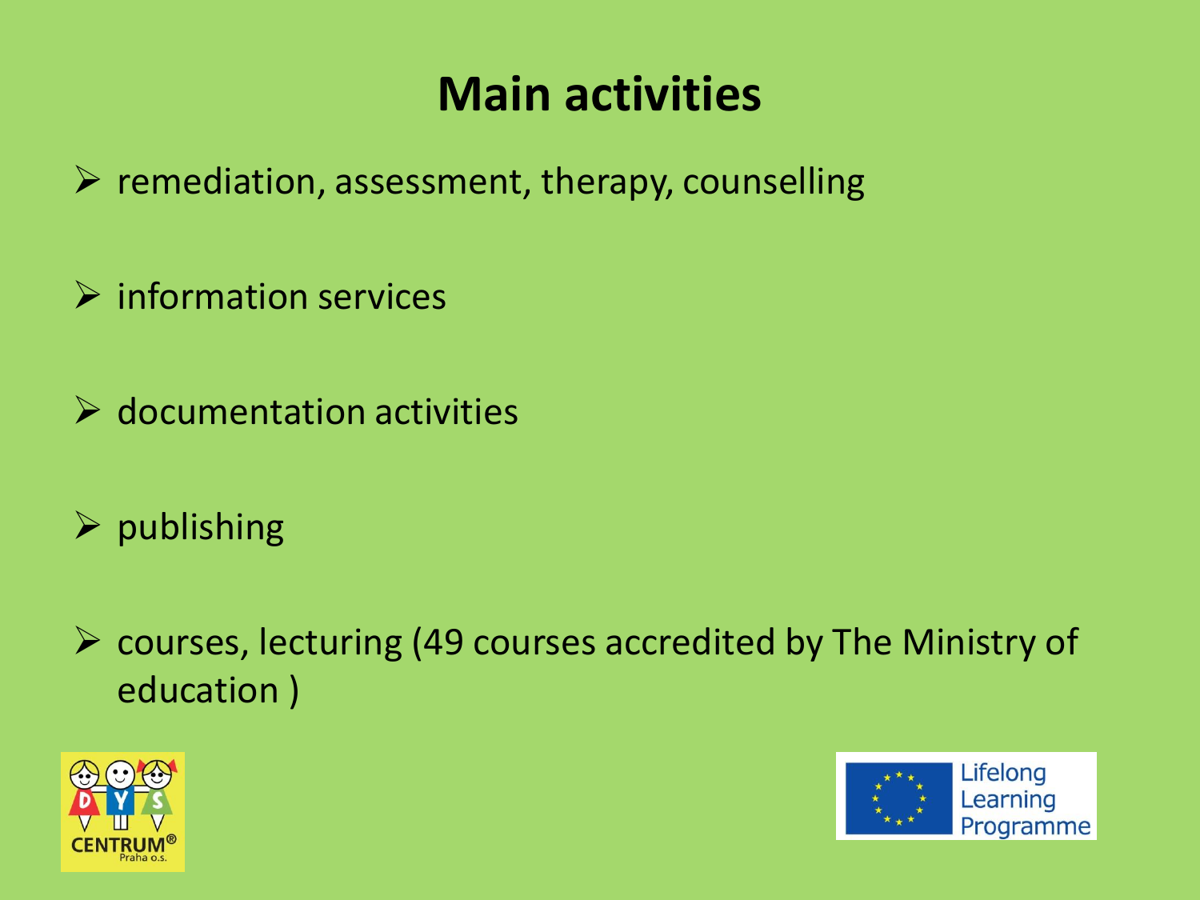# Main activities

- remediation, assessment, therapy, counselling
- information services
- documentation activities
- publishing
- courses, lecturing (49 courses accredited by The Ministry of education )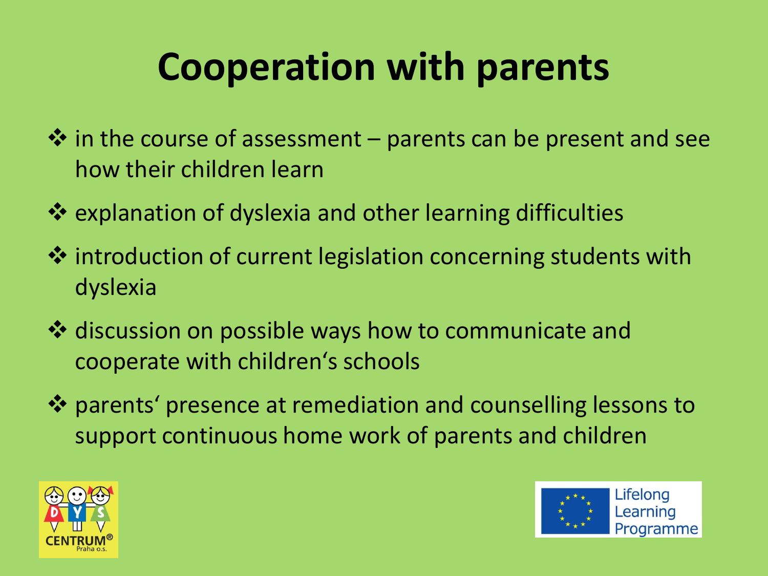# Cooperation with parents

- in the course of assessment – parents can be present and see how their children learn
- explanation of dyslexia and other learning difficulties
- introduction of current legislation concerning students with dyslexia
- discussion on possible ways how to communicate and cooperate with children‘s schools
- parents‘ presence at remediation and counselling lessons to support continuous home work of parents and children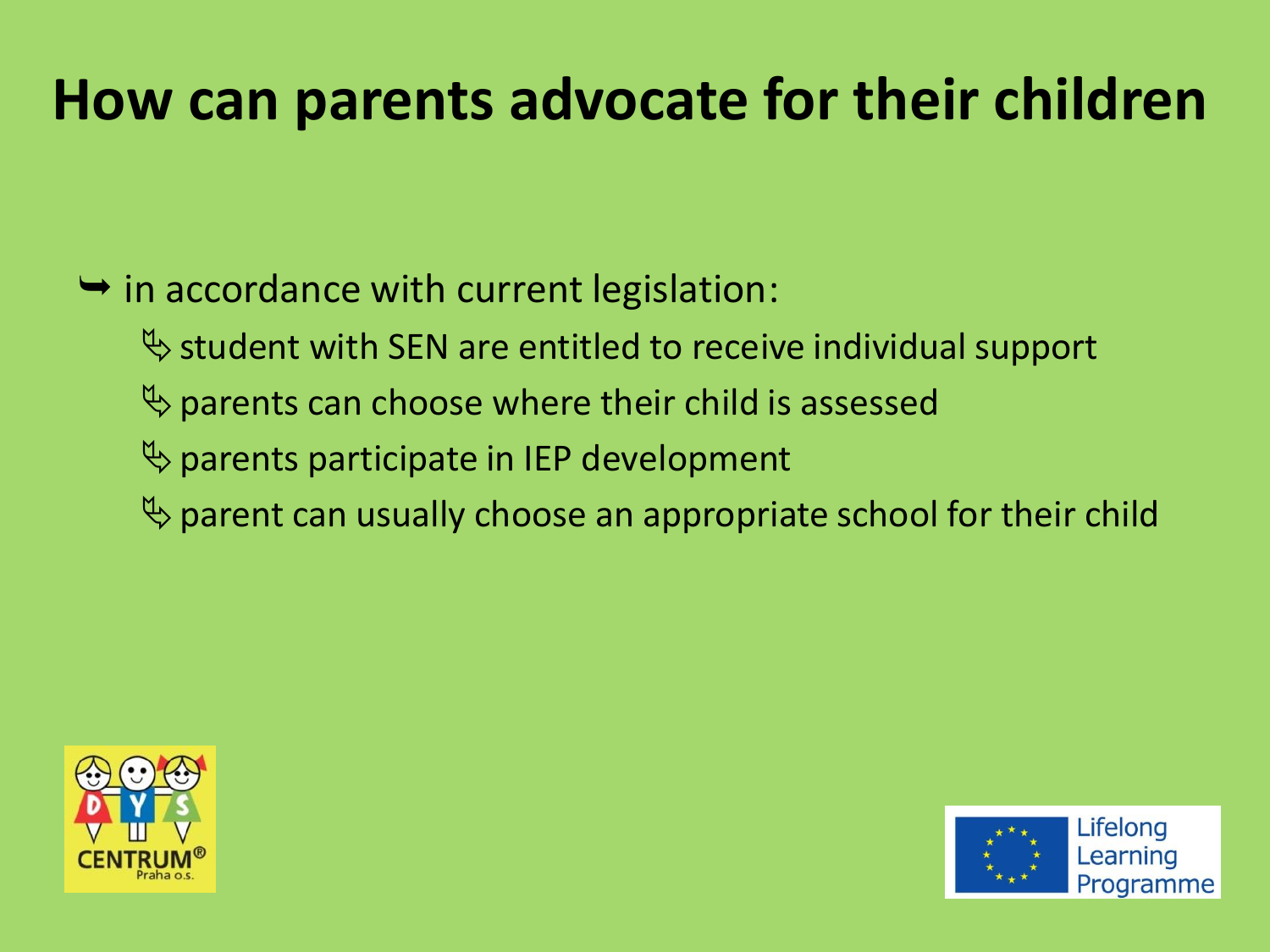# How can parents advocate for their children

- in accordance with current legislation:
  - student with SEN are entitled to receive individual support
  - parents can choose where their child is assessed
  - parents participate in IEP development
  - parent can usually choose an appropriate school for their child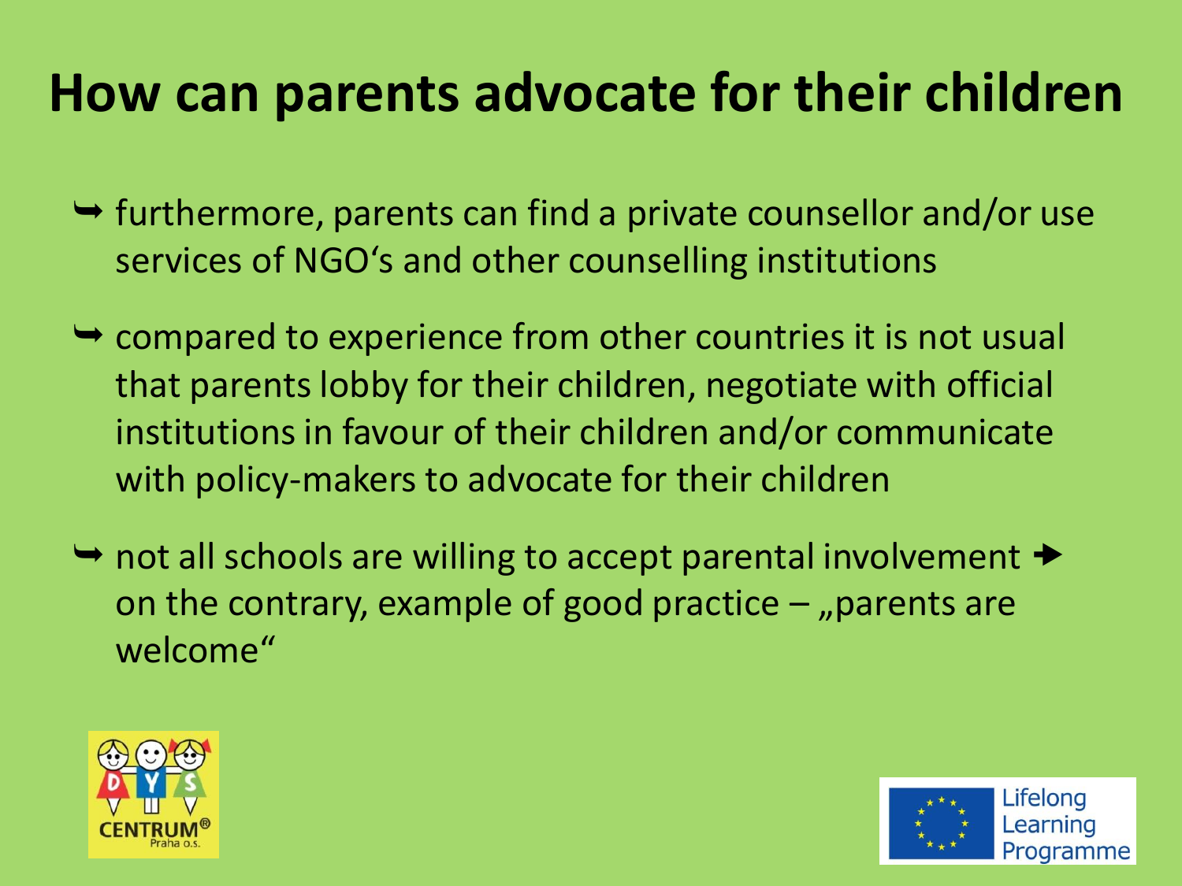# How can parents advocate for their children

- furthermore, parents can find a private counsellor and/or use services of NGO's and other counselling institutions
- compared to experience from other countries it is not usual that parents lobby for their children, negotiate with official institutions in favour of their children and/or communicate with policy-makers to advocate for their children
- not all schools are willing to accept parental involvement ➔ on the contrary, example of good practice – „parents are welcome"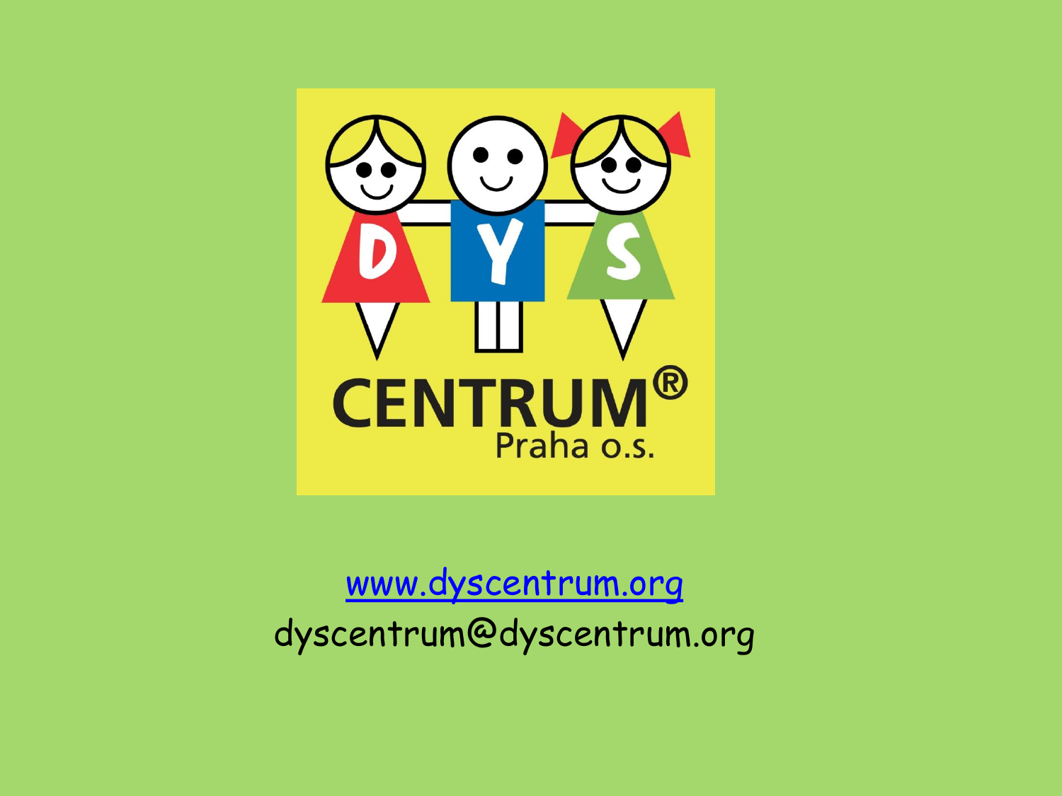DYS CENTRUM®

Praha o.s.

www.dyscentrum.org

dyscentrum@dyscentrum.org